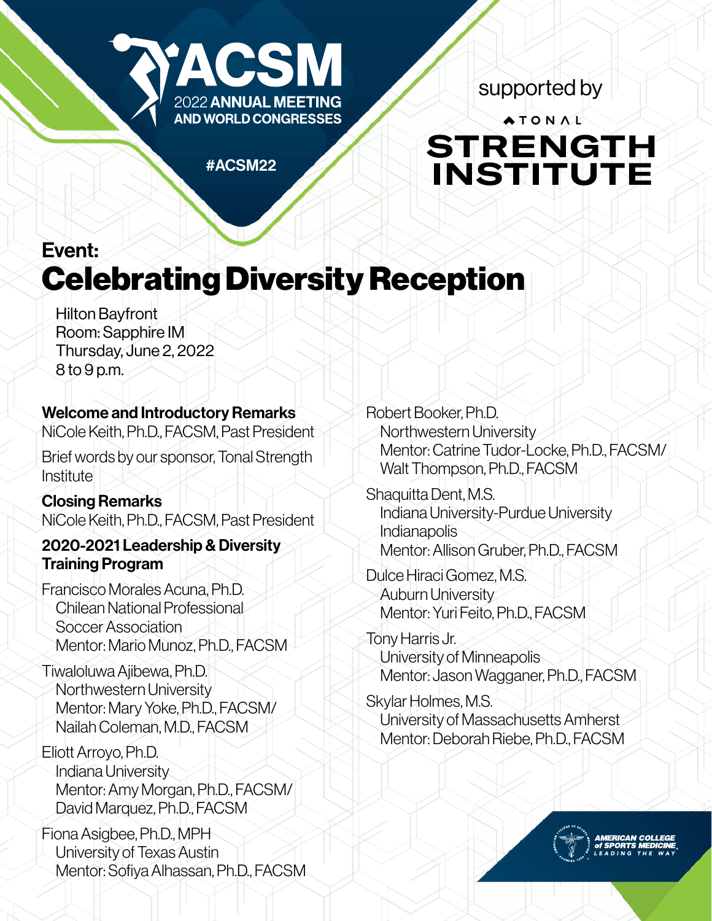ACSM 2022 ANNUAL MEETING AND WORLD CONGRESSES

#ACSM22

supported by

TONAL STRENGTH INSTITUTE

## Event:

# Celebrating Diversity Reception

Hilton Bayfront  
Room: Sapphire IM  
Thursday, June 2, 2022  
8 to 9 p.m.

**Welcome and Introductory Remarks**  
NiCole Keith, Ph.D., FACSM, Past President

Brief words by our sponsor, Tonal Strength Institute

**Closing Remarks**  
NiCole Keith, Ph.D., FACSM, Past President

**2020-2021 Leadership & Diversity Training Program**

Francisco Morales Acuna, Ph.D.  
Chilean National Professional Soccer Association  
Mentor: Mario Munoz, Ph.D., FACSM

Tiwaloluwa Ajibewa, Ph.D.  
Northwestern University  
Mentor: Mary Yoke, Ph.D., FACSM/ Nailah Coleman, M.D., FACSM

Eliott Arroyo, Ph.D.  
Indiana University  
Mentor: Amy Morgan, Ph.D., FACSM/ David Marquez, Ph.D., FACSM

Fiona Asigbee, Ph.D., MPH  
University of Texas Austin  
Mentor: Sofiya Alhassan, Ph.D., FACSM

Robert Booker, Ph.D.  
Northwestern University  
Mentor: Catrine Tudor-Locke, Ph.D., FACSM/ Walt Thompson, Ph.D., FACSM

Shaquitta Dent, M.S.  
Indiana University-Purdue University Indianapolis  
Mentor: Allison Gruber, Ph.D., FACSM

Dulce Hiraci Gomez, M.S.  
Auburn University  
Mentor: Yuri Feito, Ph.D., FACSM

Tony Harris Jr.  
University of Minneapolis  
Mentor: Jason Wagganer, Ph.D., FACSM

Skylar Holmes, M.S.  
University of Massachusetts Amherst  
Mentor: Deborah Riebe, Ph.D., FACSM

AMERICAN COLLEGE of SPORTS MEDICINE  
LEADING THE WAY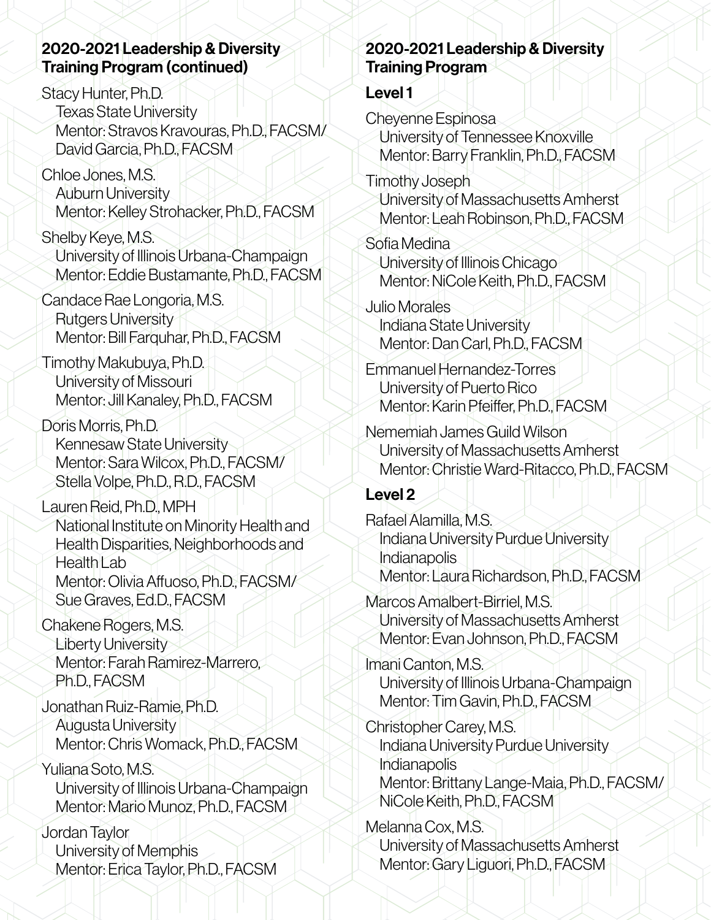## 2020-2021 Leadership & Diversity Training Program (continued)

Stacy Hunter, Ph.D.
Texas State University
Mentor: Stravos Kravouras, Ph.D., FACSM/ David Garcia, Ph.D., FACSM

Chloe Jones, M.S.
Auburn University
Mentor: Kelley Strohacker, Ph.D., FACSM

Shelby Keye, M.S.
University of Illinois Urbana-Champaign
Mentor: Eddie Bustamante, Ph.D., FACSM

Candace Rae Longoria, M.S.
Rutgers University
Mentor: Bill Farquhar, Ph.D., FACSM

Timothy Makubuya, Ph.D.
University of Missouri
Mentor: Jill Kanaley, Ph.D., FACSM

Doris Morris, Ph.D.
Kennesaw State University
Mentor: Sara Wilcox, Ph.D., FACSM/ Stella Volpe, Ph.D., R.D., FACSM

Lauren Reid, Ph.D., MPH
National Institute on Minority Health and Health Disparities, Neighborhoods and Health Lab
Mentor: Olivia Affuoso, Ph.D., FACSM/ Sue Graves, Ed.D., FACSM

Chakene Rogers, M.S.
Liberty University
Mentor: Farah Ramirez-Marrero, Ph.D., FACSM

Jonathan Ruiz-Ramie, Ph.D.
Augusta University
Mentor: Chris Womack, Ph.D., FACSM

Yuliana Soto, M.S.
University of Illinois Urbana-Champaign
Mentor: Mario Munoz, Ph.D., FACSM

Jordan Taylor
University of Memphis
Mentor: Erica Taylor, Ph.D., FACSM

## 2020-2021 Leadership & Diversity Training Program

### Level 1

Cheyenne Espinosa
University of Tennessee Knoxville
Mentor: Barry Franklin, Ph.D., FACSM

Timothy Joseph
University of Massachusetts Amherst
Mentor: Leah Robinson, Ph.D., FACSM

Sofia Medina
University of Illinois Chicago
Mentor: NiCole Keith, Ph.D., FACSM

Julio Morales
Indiana State University
Mentor: Dan Carl, Ph.D., FACSM

Emmanuel Hernandez-Torres
University of Puerto Rico
Mentor: Karin Pfeiffer, Ph.D., FACSM

Nememiah James Guild Wilson
University of Massachusetts Amherst
Mentor: Christie Ward-Ritacco, Ph.D., FACSM

### Level 2

Rafael Alamilla, M.S.
Indiana University Purdue University Indianapolis
Mentor: Laura Richardson, Ph.D., FACSM

Marcos Amalbert-Birriel, M.S.
University of Massachusetts Amherst
Mentor: Evan Johnson, Ph.D., FACSM

Imani Canton, M.S.
University of Illinois Urbana-Champaign
Mentor: Tim Gavin, Ph.D., FACSM

Christopher Carey, M.S.
Indiana University Purdue University Indianapolis
Mentor: Brittany Lange-Maia, Ph.D., FACSM/ NiCole Keith, Ph.D., FACSM

Melanna Cox, M.S.
University of Massachusetts Amherst
Mentor: Gary Liguori, Ph.D., FACSM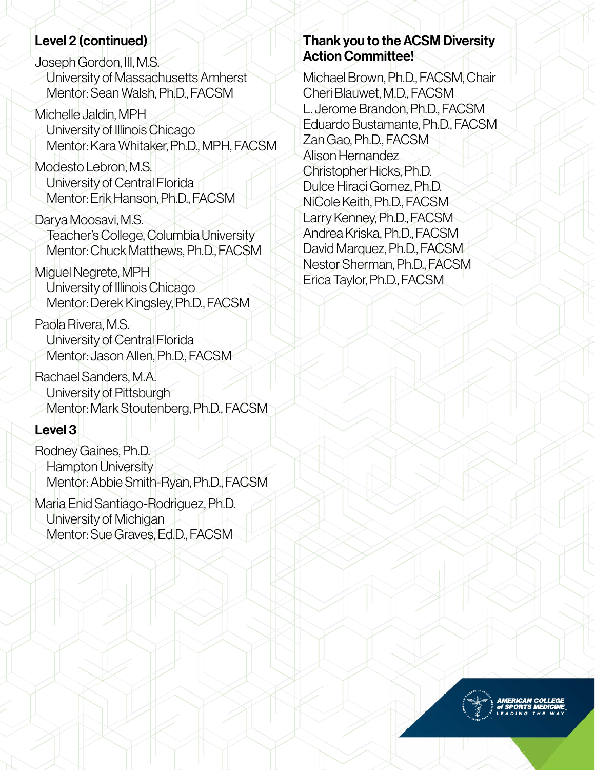## Level 2 (continued)

Joseph Gordon, III, M.S.
University of Massachusetts Amherst
Mentor: Sean Walsh, Ph.D., FACSM

Michelle Jaldin, MPH
University of Illinois Chicago
Mentor: Kara Whitaker, Ph.D., MPH, FACSM

Modesto Lebron, M.S.
University of Central Florida
Mentor: Erik Hanson, Ph.D., FACSM

Darya Moosavi, M.S.
Teacher's College, Columbia University
Mentor: Chuck Matthews, Ph.D., FACSM

Miguel Negrete, MPH
University of Illinois Chicago
Mentor: Derek Kingsley, Ph.D., FACSM

Paola Rivera, M.S.
University of Central Florida
Mentor: Jason Allen, Ph.D., FACSM

Rachael Sanders, M.A.
University of Pittsburgh
Mentor: Mark Stoutenberg, Ph.D., FACSM

## Level 3

Rodney Gaines, Ph.D.
Hampton University
Mentor: Abbie Smith-Ryan, Ph.D., FACSM

Maria Enid Santiago-Rodriguez, Ph.D.
University of Michigan
Mentor: Sue Graves, Ed.D., FACSM

## Thank you to the ACSM Diversity Action Committee!

Michael Brown, Ph.D., FACSM, Chair
Cheri Blauwet, M.D., FACSM
L. Jerome Brandon, Ph.D., FACSM
Eduardo Bustamante, Ph.D., FACSM
Zan Gao, Ph.D., FACSM
Alison Hernandez
Christopher Hicks, Ph.D.
Dulce Hiraci Gomez, Ph.D.
NiCole Keith, Ph.D., FACSM
Larry Kenney, Ph.D., FACSM
Andrea Kriska, Ph.D., FACSM
David Marquez, Ph.D., FACSM
Nestor Sherman, Ph.D., FACSM
Erica Taylor, Ph.D., FACSM

AMERICAN COLLEGE of SPORTS MEDICINE
LEADING THE WAY